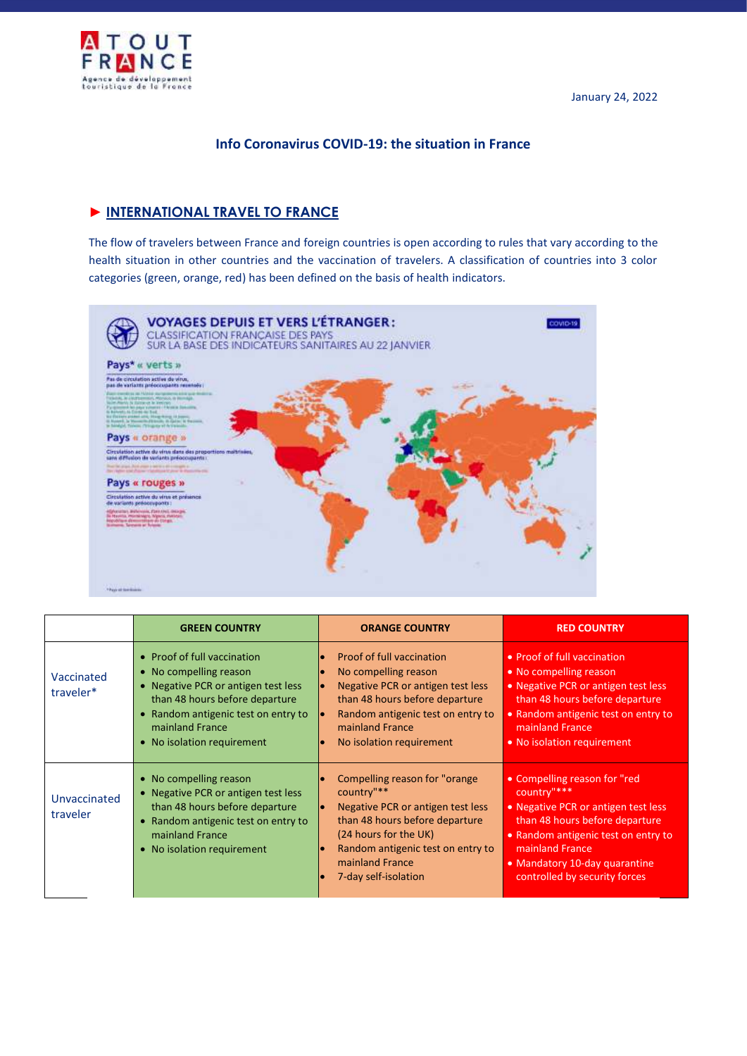January 24, 2022

## Info Coronavirus COVID-19: the situation in France

### ► INTERNATIONAL TRAVEL TO FRANCE

The flow of travelers between France and foreign countries is open according to rules that vary according to the health situation in other countries and the vaccination of travelers. A classification of countries into 3 color categories (green, orange, red) has been defined on the basis of health indicators.

|  | GREEN COUNTRY | ORANGE COUNTRY | RED COUNTRY |
|---|---|---|---|
| Vaccinated traveler* | • Proof of full vaccination<br>• No compelling reason<br>• Negative PCR or antigen test less than 48 hours before departure<br>• Random antigenic test on entry to mainland France<br>• No isolation requirement | • Proof of full vaccination<br>• No compelling reason<br>• Negative PCR or antigen test less than 48 hours before departure<br>• Random antigenic test on entry to mainland France<br>• No isolation requirement | • Proof of full vaccination<br>• No compelling reason<br>• Negative PCR or antigen test less than 48 hours before departure<br>• Random antigenic test on entry to mainland France<br>• No isolation requirement |
| Unvaccinated traveler | • No compelling reason<br>• Negative PCR or antigen test less than 48 hours before departure<br>• Random antigenic test on entry to mainland France<br>• No isolation requirement | • Compelling reason for "orange country"**<br>• Negative PCR or antigen test less than 48 hours before departure (24 hours for the UK)<br>• Random antigenic test on entry to mainland France<br>• 7-day self-isolation | • Compelling reason for "red country"***<br>• Negative PCR or antigen test less than 48 hours before departure<br>• Random antigenic test on entry to mainland France<br>• Mandatory 10-day quarantine controlled by security forces |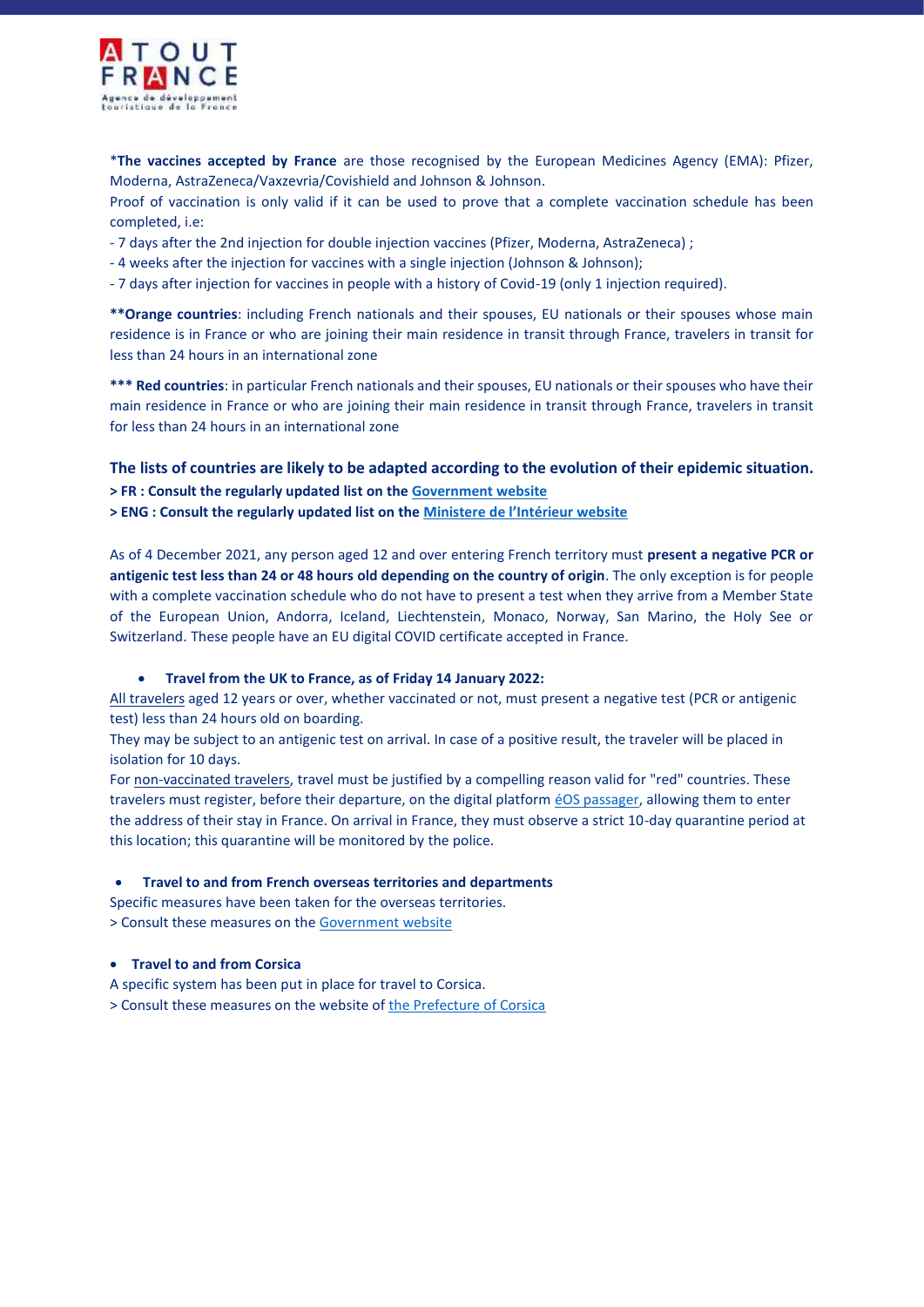*__The vaccines accepted by France__ are those recognised by the European Medicines Agency (EMA): Pfizer, Moderna, AstraZeneca/Vaxzevria/Covishield and Johnson & Johnson.
Proof of vaccination is only valid if it can be used to prove that a complete vaccination schedule has been completed, i.e:
- 7 days after the 2nd injection for double injection vaccines (Pfizer, Moderna, AstraZeneca) ;
- 4 weeks after the injection for vaccines with a single injection (Johnson & Johnson);
- 7 days after injection for vaccines in people with a history of Covid-19 (only 1 injection required).

**__Orange countries__: including French nationals and their spouses, EU nationals or their spouses whose main residence is in France or who are joining their main residence in transit through France, travelers in transit for less than 24 hours in an international zone

*** __Red countries__: in particular French nationals and their spouses, EU nationals or their spouses who have their main residence in France or who are joining their main residence in transit through France, travelers in transit for less than 24 hours in an international zone

**The lists of countries are likely to be adapted according to the evolution of their epidemic situation.**

**> FR : Consult the regularly updated list on the Government website**

**> ENG : Consult the regularly updated list on the Ministere de l'Intérieur website**

As of 4 December 2021, any person aged 12 and over entering French territory must **present a negative PCR or antigenic test less than 24 or 48 hours old depending on the country of origin**. The only exception is for people with a complete vaccination schedule who do not have to present a test when they arrive from a Member State of the European Union, Andorra, Iceland, Liechtenstein, Monaco, Norway, San Marino, the Holy See or Switzerland. These people have an EU digital COVID certificate accepted in France.

- **Travel from the UK to France, as of Friday 14 January 2022:**

All travelers aged 12 years or over, whether vaccinated or not, must present a negative test (PCR or antigenic test) less than 24 hours old on boarding.
They may be subject to an antigenic test on arrival. In case of a positive result, the traveler will be placed in isolation for 10 days.
For non-vaccinated travelers, travel must be justified by a compelling reason valid for "red" countries. These travelers must register, before their departure, on the digital platform éOS passager, allowing them to enter the address of their stay in France. On arrival in France, they must observe a strict 10-day quarantine period at this location; this quarantine will be monitored by the police.

- **Travel to and from French overseas territories and departments**

Specific measures have been taken for the overseas territories.
> Consult these measures on the Government website

- **Travel to and from Corsica**

A specific system has been put in place for travel to Corsica.
> Consult these measures on the website of the Prefecture of Corsica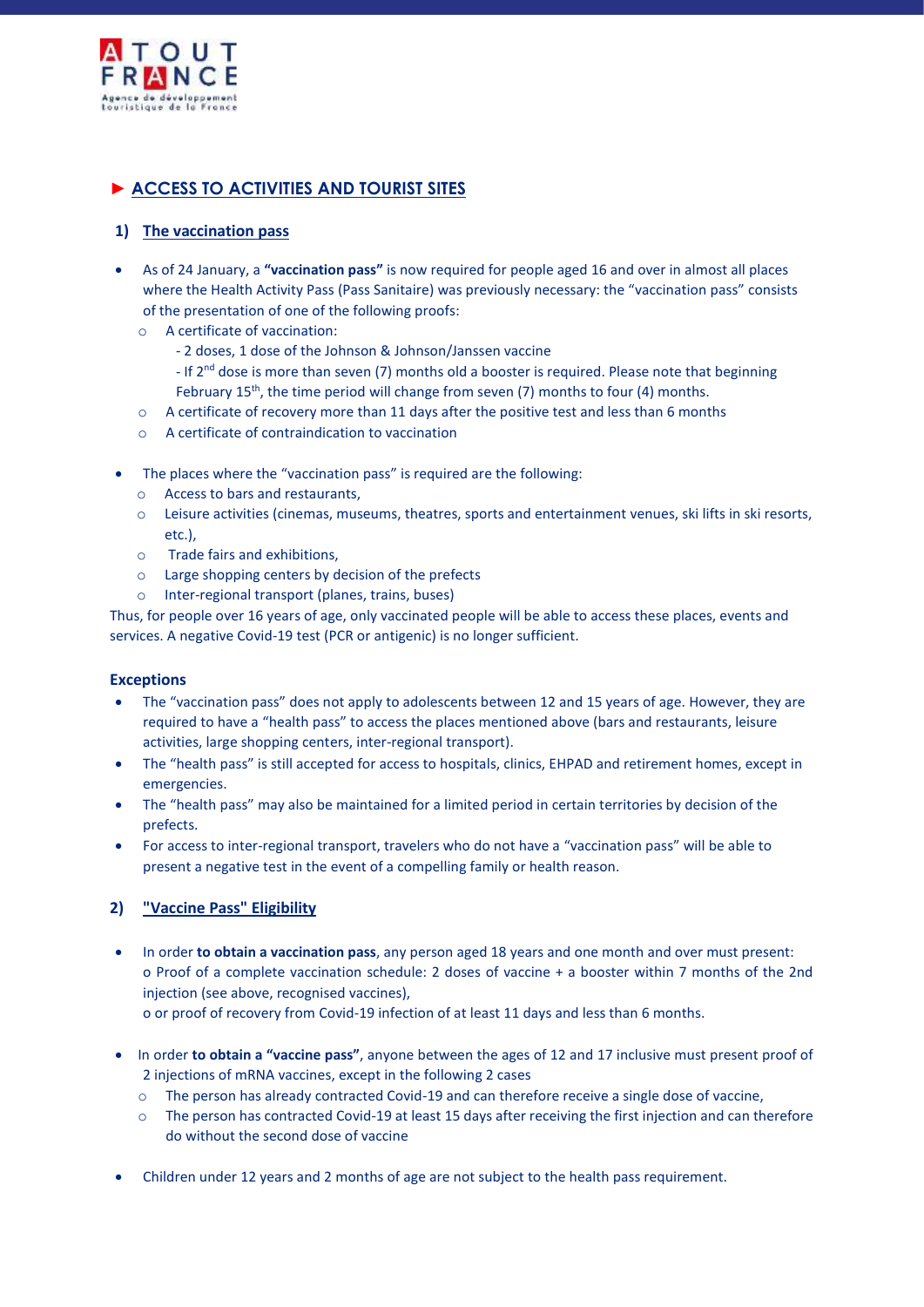## ► ACCESS TO ACTIVITIES AND TOURIST SITES

### 1) The vaccination pass

- As of 24 January, a **"vaccination pass"** is now required for people aged 16 and over in almost all places where the Health Activity Pass (Pass Sanitaire) was previously necessary: the "vaccination pass" consists of the presentation of one of the following proofs:
  - A certificate of vaccination:
    - 2 doses, 1 dose of the Johnson & Johnson/Janssen vaccine
    - If 2nd dose is more than seven (7) months old a booster is required. Please note that beginning February 15th, the time period will change from seven (7) months to four (4) months.
  - A certificate of recovery more than 11 days after the positive test and less than 6 months
  - A certificate of contraindication to vaccination

- The places where the "vaccination pass" is required are the following:
  - Access to bars and restaurants,
  - Leisure activities (cinemas, museums, theatres, sports and entertainment venues, ski lifts in ski resorts, etc.),
  - Trade fairs and exhibitions,
  - Large shopping centers by decision of the prefects
  - Inter-regional transport (planes, trains, buses)

Thus, for people over 16 years of age, only vaccinated people will be able to access these places, events and services. A negative Covid-19 test (PCR or antigenic) is no longer sufficient.

#### Exceptions

- The "vaccination pass" does not apply to adolescents between 12 and 15 years of age. However, they are required to have a "health pass" to access the places mentioned above (bars and restaurants, leisure activities, large shopping centers, inter-regional transport).
- The "health pass" is still accepted for access to hospitals, clinics, EHPAD and retirement homes, except in emergencies.
- The "health pass" may also be maintained for a limited period in certain territories by decision of the prefects.
- For access to inter-regional transport, travelers who do not have a "vaccination pass" will be able to present a negative test in the event of a compelling family or health reason.

### 2) "Vaccine Pass" Eligibility

- In order **to obtain a vaccination pass**, any person aged 18 years and one month and over must present:
  o Proof of a complete vaccination schedule: 2 doses of vaccine + a booster within 7 months of the 2nd injection (see above, recognised vaccines),
  o or proof of recovery from Covid-19 infection of at least 11 days and less than 6 months.

- In order **to obtain a "vaccine pass"**, anyone between the ages of 12 and 17 inclusive must present proof of 2 injections of mRNA vaccines, except in the following 2 cases
  - The person has already contracted Covid-19 and can therefore receive a single dose of vaccine,
  - The person has contracted Covid-19 at least 15 days after receiving the first injection and can therefore do without the second dose of vaccine

- Children under 12 years and 2 months of age are not subject to the health pass requirement.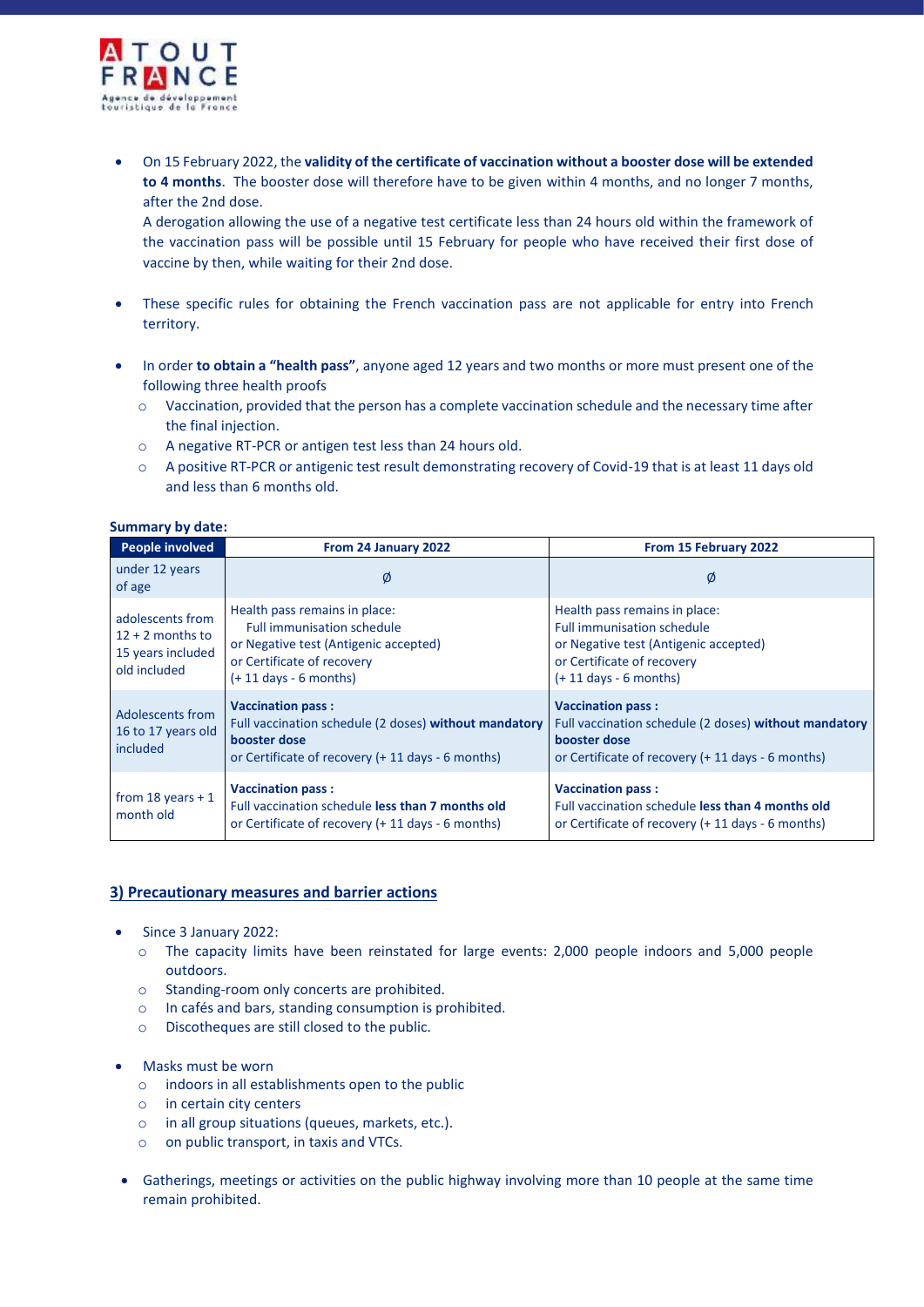- On 15 February 2022, the **validity of the certificate of vaccination without a booster dose will be extended to 4 months**. The booster dose will therefore have to be given within 4 months, and no longer 7 months, after the 2nd dose.
  A derogation allowing the use of a negative test certificate less than 24 hours old within the framework of the vaccination pass will be possible until 15 February for people who have received their first dose of vaccine by then, while waiting for their 2nd dose.

- These specific rules for obtaining the French vaccination pass are not applicable for entry into French territory.

- In order **to obtain a "health pass"**, anyone aged 12 years and two months or more must present one of the following three health proofs
  - Vaccination, provided that the person has a complete vaccination schedule and the necessary time after the final injection.
  - A negative RT-PCR or antigen test less than 24 hours old.
  - A positive RT-PCR or antigenic test result demonstrating recovery of Covid-19 that is at least 11 days old and less than 6 months old.

**Summary by date:**

| People involved | From 24 January 2022 | From 15 February 2022 |
|---|---|---|
| under 12 years of age | Ø | Ø |
| adolescents from 12 + 2 months to 15 years included old included | Health pass remains in place: Full immunisation schedule or Negative test (Antigenic accepted) or Certificate of recovery (+ 11 days - 6 months) | Health pass remains in place: Full immunisation schedule or Negative test (Antigenic accepted) or Certificate of recovery (+ 11 days - 6 months) |
| Adolescents from 16 to 17 years old included | **Vaccination pass :** Full vaccination schedule (2 doses) **without mandatory booster dose** or Certificate of recovery (+ 11 days - 6 months) | **Vaccination pass :** Full vaccination schedule (2 doses) **without mandatory booster dose** or Certificate of recovery (+ 11 days - 6 months) |
| from 18 years + 1 month old | **Vaccination pass :** Full vaccination schedule **less than 7 months old** or Certificate of recovery (+ 11 days - 6 months) | **Vaccination pass :** Full vaccination schedule **less than 4 months old** or Certificate of recovery (+ 11 days - 6 months) |

## 3) Precautionary measures and barrier actions

- Since 3 January 2022:
  - The capacity limits have been reinstated for large events: 2,000 people indoors and 5,000 people outdoors.
  - Standing-room only concerts are prohibited.
  - In cafés and bars, standing consumption is prohibited.
  - Discotheques are still closed to the public.

- Masks must be worn
  - indoors in all establishments open to the public
  - in certain city centers
  - in all group situations (queues, markets, etc.).
  - on public transport, in taxis and VTCs.

- Gatherings, meetings or activities on the public highway involving more than 10 people at the same time remain prohibited.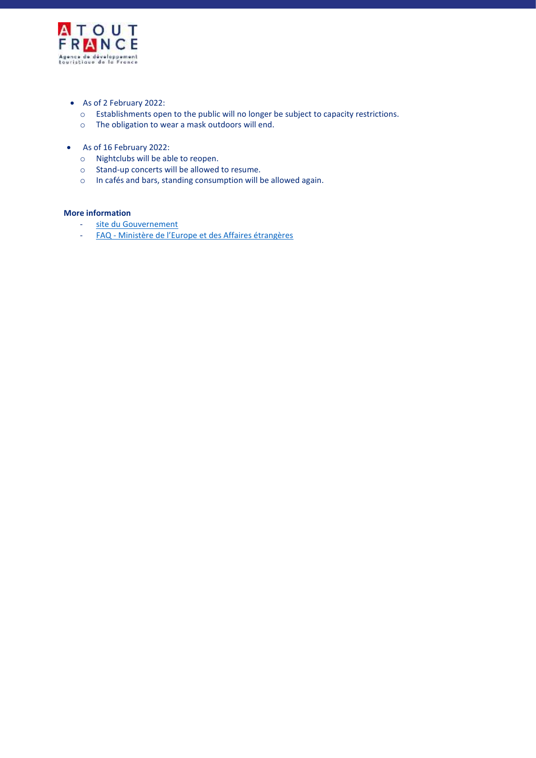- As of 2 February 2022:
  - Establishments open to the public will no longer be subject to capacity restrictions.
  - The obligation to wear a mask outdoors will end.

- As of 16 February 2022:
  - Nightclubs will be able to reopen.
  - Stand-up concerts will be allowed to resume.
  - In cafés and bars, standing consumption will be allowed again.

**More information**

- site du Gouvernement
- FAQ - Ministère de l'Europe et des Affaires étrangères